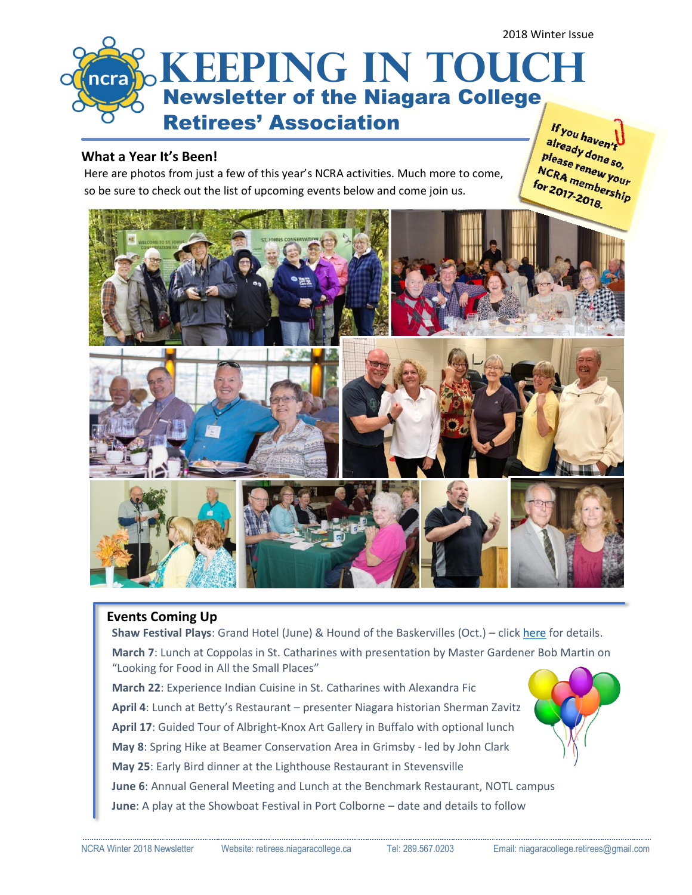2018 Winter Issue

# KEEPING IN TOUCH

## Newsletter of the Niagara College Retirees' Association

If you haven't already done so, please renew your NCRA membership for 2017-2018.

### What a Year It's Been!

Here are photos from just a few of this year's NCRA activities. Much more to come, so be sure to check out the list of upcoming events below and come join us.

### Events Coming Up

**Shaw Festival Plays**: Grand Hotel (June) & Hound of the Baskervilles (Oct.) – click here for details.

**March 7**: Lunch at Coppolas in St. Catharines with presentation by Master Gardener Bob Martin on "Looking for Food in All the Small Places"

**March 22**: Experience Indian Cuisine in St. Catharines with Alexandra Fic

**April 4**: Lunch at Betty's Restaurant – presenter Niagara historian Sherman Zavitz

**April 17**: Guided Tour of Albright-Knox Art Gallery in Buffalo with optional lunch

**May 8**: Spring Hike at Beamer Conservation Area in Grimsby - led by John Clark

**May 25**: Early Bird dinner at the Lighthouse Restaurant in Stevensville

**June 6**: Annual General Meeting and Lunch at the Benchmark Restaurant, NOTL campus

**June**: A play at the Showboat Festival in Port Colborne – date and details to follow

NCRA Winter 2018 Newsletter | Website: retirees.niagaracollege.ca | Tel: 289.567.0203 | Email: niagaracollege.retirees@gmail.com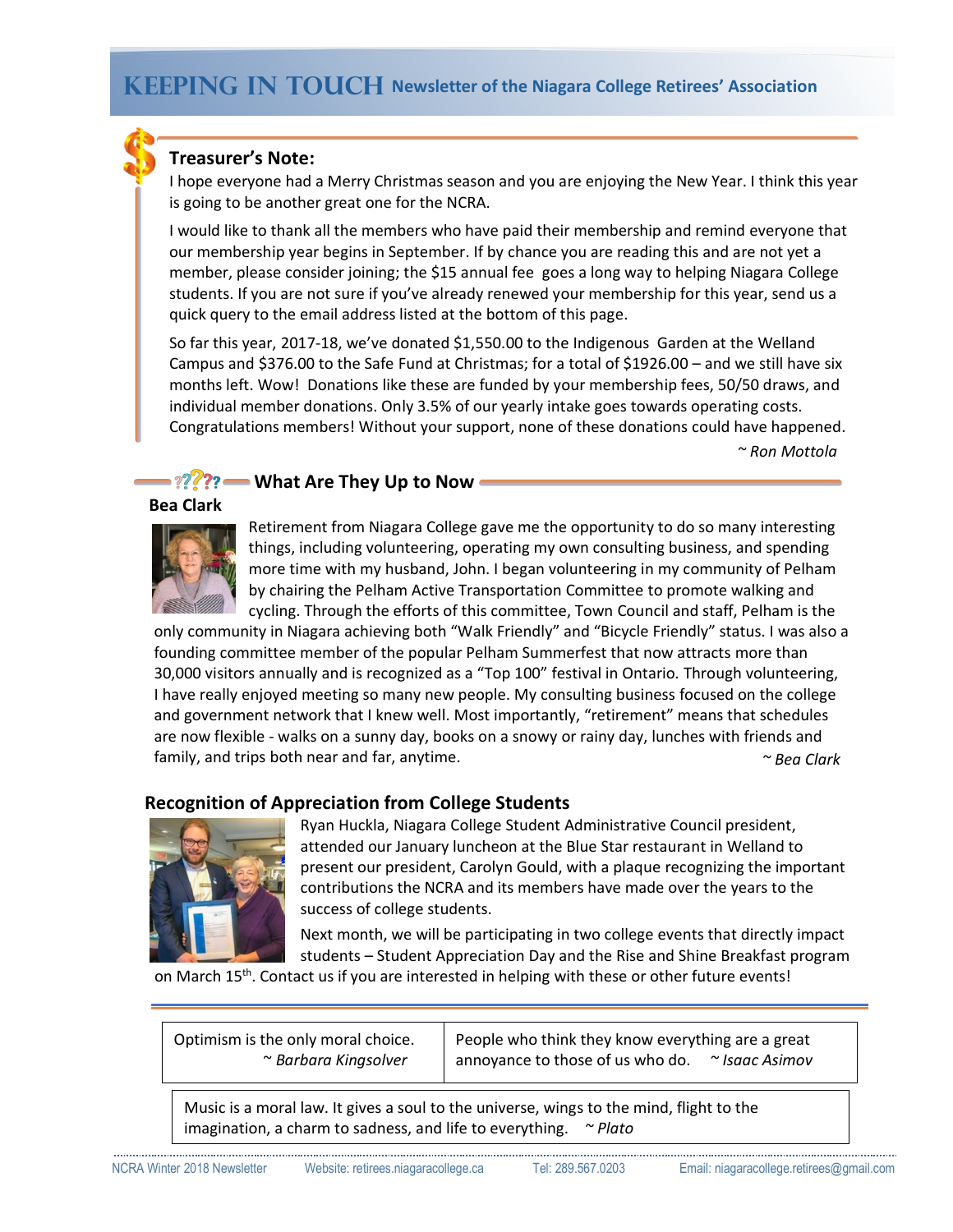# KEEPING IN TOUCH Newsletter of the Niagara College Retirees' Association

## Treasurer's Note:

I hope everyone had a Merry Christmas season and you are enjoying the New Year. I think this year is going to be another great one for the NCRA.

I would like to thank all the members who have paid their membership and remind everyone that our membership year begins in September. If by chance you are reading this and are not yet a member, please consider joining; the $15 annual fee goes a long way to helping Niagara College students. If you are not sure if you've already renewed your membership for this year, send us a quick query to the email address listed at the bottom of this page.

So far this year, 2017-18, we've donated $1,550.00 to the Indigenous Garden at the Welland Campus and $376.00 to the Safe Fund at Christmas; for a total of $1926.00 – and we still have six months left. Wow! Donations like these are funded by your membership fees, 50/50 draws, and individual member donations. Only 3.5% of our yearly intake goes towards operating costs. Congratulations members! Without your support, none of these donations could have happened.

*~ Ron Mottola*

## What Are They Up to Now

### Bea Clark

Retirement from Niagara College gave me the opportunity to do so many interesting things, including volunteering, operating my own consulting business, and spending more time with my husband, John. I began volunteering in my community of Pelham by chairing the Pelham Active Transportation Committee to promote walking and cycling. Through the efforts of this committee, Town Council and staff, Pelham is the only community in Niagara achieving both "Walk Friendly" and "Bicycle Friendly" status. I was also a founding committee member of the popular Pelham Summerfest that now attracts more than 30,000 visitors annually and is recognized as a "Top 100" festival in Ontario. Through volunteering, I have really enjoyed meeting so many new people. My consulting business focused on the college and government network that I knew well. Most importantly, "retirement" means that schedules are now flexible - walks on a sunny day, books on a snowy or rainy day, lunches with friends and family, and trips both near and far, anytime.

*~ Bea Clark*

## Recognition of Appreciation from College Students

Ryan Huckla, Niagara College Student Administrative Council president, attended our January luncheon at the Blue Star restaurant in Welland to present our president, Carolyn Gould, with a plaque recognizing the important contributions the NCRA and its members have made over the years to the success of college students.

Next month, we will be participating in two college events that directly impact students – Student Appreciation Day and the Rise and Shine Breakfast program on March 15th. Contact us if you are interested in helping with these or other future events!

---

Optimism is the only moral choice.
*~ Barbara Kingsolver*

People who think they know everything are a great annoyance to those of us who do. *~ Isaac Asimov*

Music is a moral law. It gives a soul to the universe, wings to the mind, flight to the imagination, a charm to sadness, and life to everything. *~ Plato*

NCRA Winter 2018 Newsletter | Website: retirees.niagaracollege.ca | Tel: 289.567.0203 | Email: niagaracollege.retirees@gmail.com